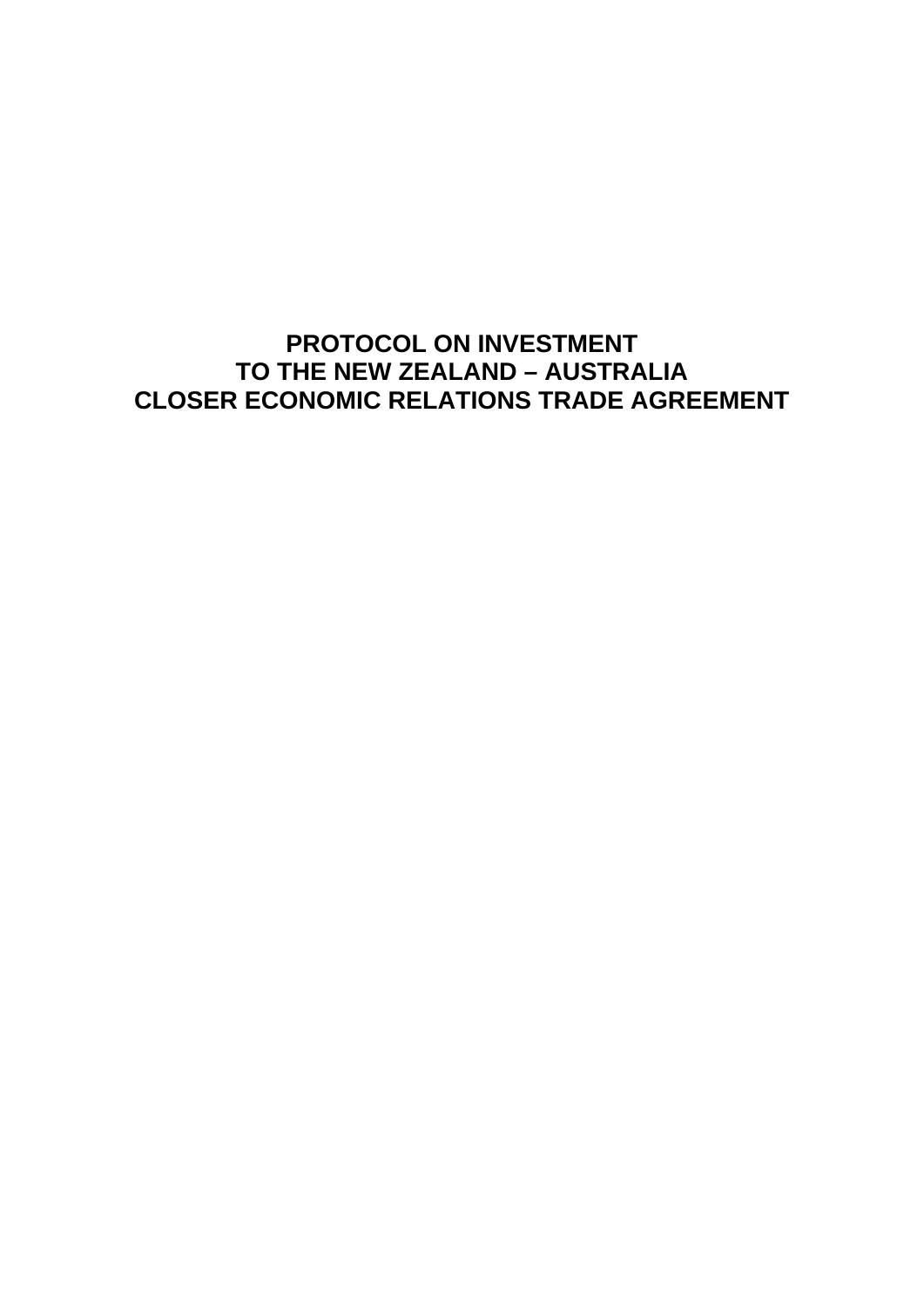# PROTOCOL ON INVESTMENT
# TO THE NEW ZEALAND – AUSTRALIA
# CLOSER ECONOMIC RELATIONS TRADE AGREEMENT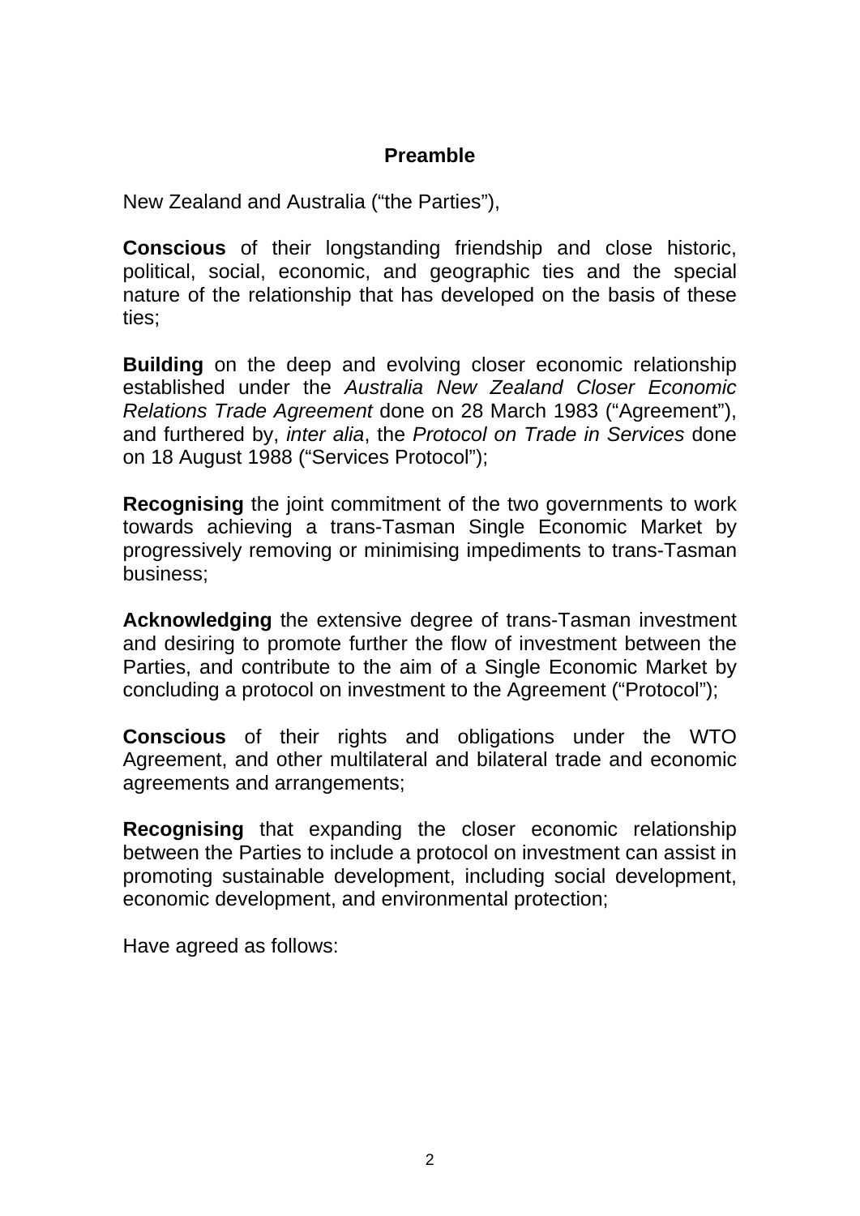## Preamble

New Zealand and Australia ("the Parties"),

**Conscious** of their longstanding friendship and close historic, political, social, economic, and geographic ties and the special nature of the relationship that has developed on the basis of these ties;

**Building** on the deep and evolving closer economic relationship established under the *Australia New Zealand Closer Economic Relations Trade Agreement* done on 28 March 1983 ("Agreement"), and furthered by, *inter alia*, the *Protocol on Trade in Services* done on 18 August 1988 ("Services Protocol");

**Recognising** the joint commitment of the two governments to work towards achieving a trans-Tasman Single Economic Market by progressively removing or minimising impediments to trans-Tasman business;

**Acknowledging** the extensive degree of trans-Tasman investment and desiring to promote further the flow of investment between the Parties, and contribute to the aim of a Single Economic Market by concluding a protocol on investment to the Agreement ("Protocol");

**Conscious** of their rights and obligations under the WTO Agreement, and other multilateral and bilateral trade and economic agreements and arrangements;

**Recognising** that expanding the closer economic relationship between the Parties to include a protocol on investment can assist in promoting sustainable development, including social development, economic development, and environmental protection;

Have agreed as follows: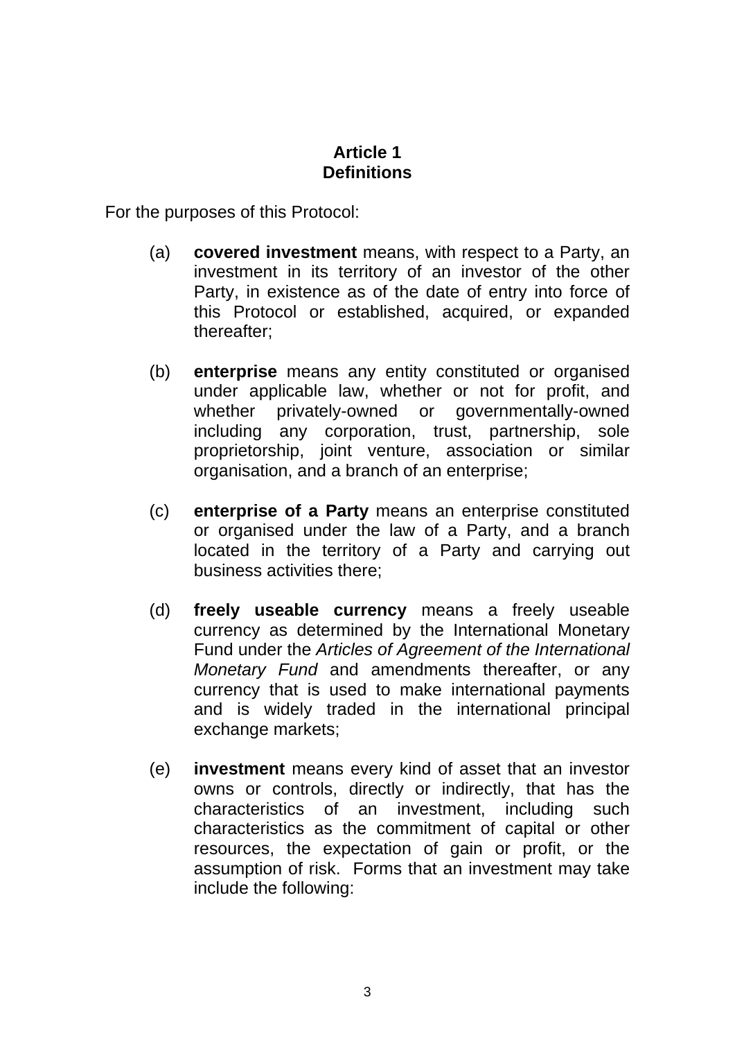## Article 1
## Definitions

For the purposes of this Protocol:

(a) **covered investment** means, with respect to a Party, an investment in its territory of an investor of the other Party, in existence as of the date of entry into force of this Protocol or established, acquired, or expanded thereafter;

(b) **enterprise** means any entity constituted or organised under applicable law, whether or not for profit, and whether privately-owned or governmentally-owned including any corporation, trust, partnership, sole proprietorship, joint venture, association or similar organisation, and a branch of an enterprise;

(c) **enterprise of a Party** means an enterprise constituted or organised under the law of a Party, and a branch located in the territory of a Party and carrying out business activities there;

(d) **freely useable currency** means a freely useable currency as determined by the International Monetary Fund under the *Articles of Agreement of the International Monetary Fund* and amendments thereafter, or any currency that is used to make international payments and is widely traded in the international principal exchange markets;

(e) **investment** means every kind of asset that an investor owns or controls, directly or indirectly, that has the characteristics of an investment, including such characteristics as the commitment of capital or other resources, the expectation of gain or profit, or the assumption of risk. Forms that an investment may take include the following: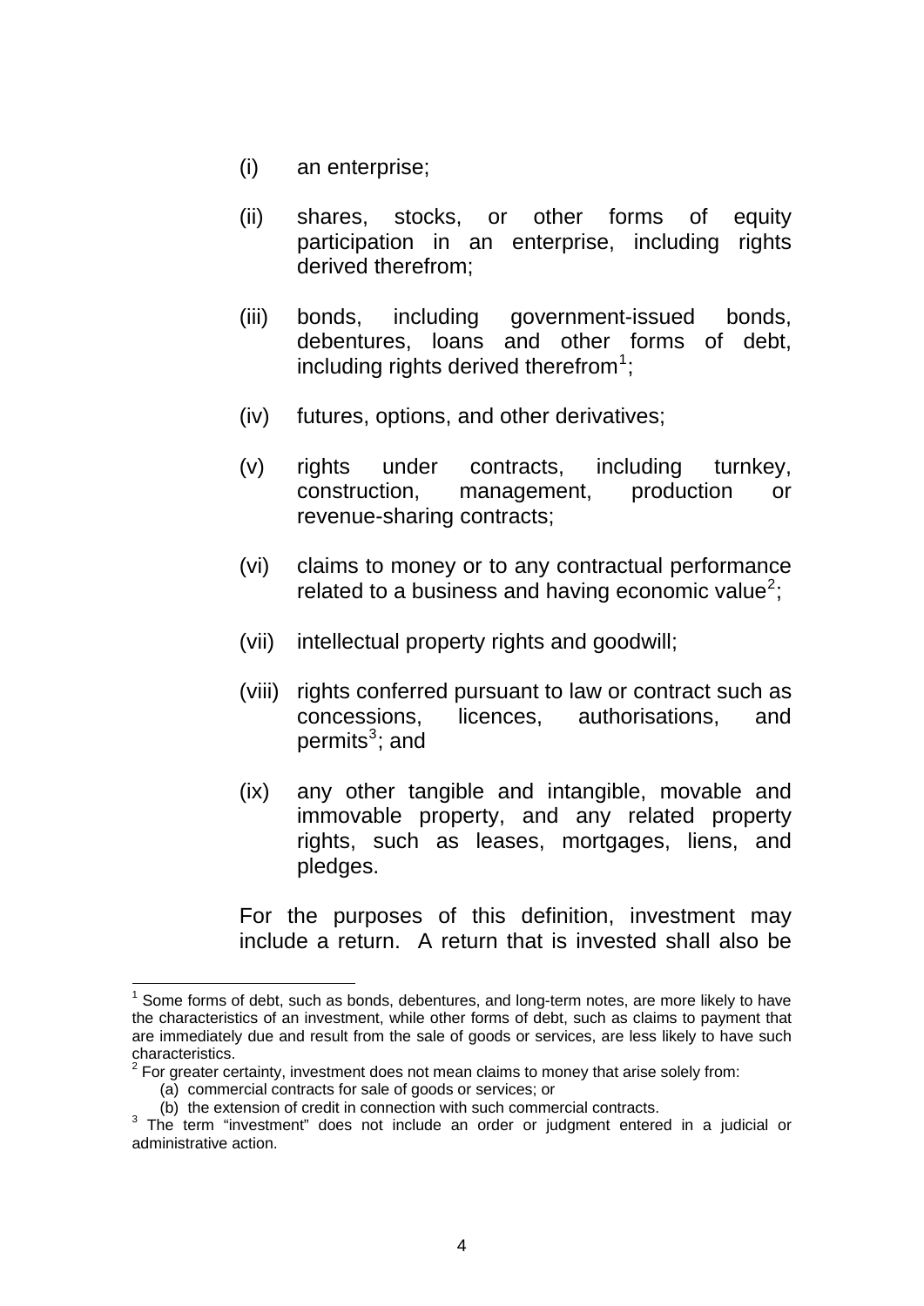(i) an enterprise;

(ii) shares, stocks, or other forms of equity participation in an enterprise, including rights derived therefrom;

(iii) bonds, including government-issued bonds, debentures, loans and other forms of debt, including rights derived therefrom[1];

(iv) futures, options, and other derivatives;

(v) rights under contracts, including turnkey, construction, management, production or revenue-sharing contracts;

(vi) claims to money or to any contractual performance related to a business and having economic value[2];

(vii) intellectual property rights and goodwill;

(viii) rights conferred pursuant to law or contract such as concessions, licences, authorisations, and permits[3]; and

(ix) any other tangible and intangible, movable and immovable property, and any related property rights, such as leases, mortgages, liens, and pledges.

For the purposes of this definition, investment may include a return. A return that is invested shall also be

---

[1] Some forms of debt, such as bonds, debentures, and long-term notes, are more likely to have the characteristics of an investment, while other forms of debt, such as claims to payment that are immediately due and result from the sale of goods or services, are less likely to have such characteristics.

[2] For greater certainty, investment does not mean claims to money that arise solely from:

(a) commercial contracts for sale of goods or services; or

(b) the extension of credit in connection with such commercial contracts.

[3] The term "investment" does not include an order or judgment entered in a judicial or administrative action.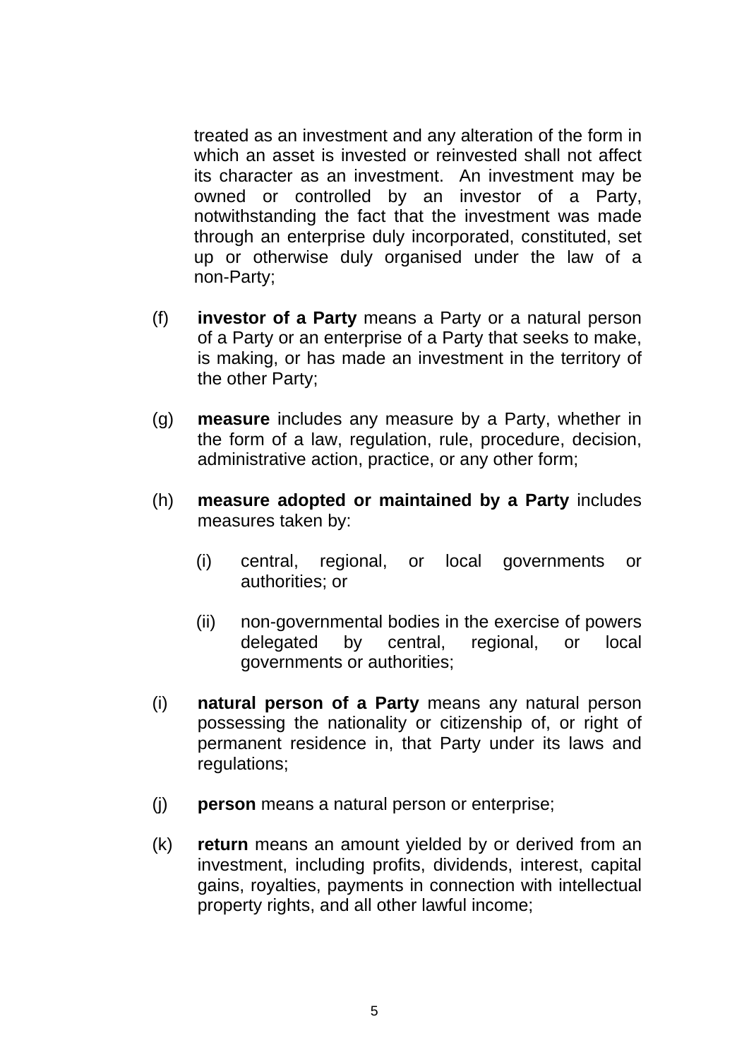treated as an investment and any alteration of the form in which an asset is invested or reinvested shall not affect its character as an investment. An investment may be owned or controlled by an investor of a Party, notwithstanding the fact that the investment was made through an enterprise duly incorporated, constituted, set up or otherwise duly organised under the law of a non-Party;

(f) **investor of a Party** means a Party or a natural person of a Party or an enterprise of a Party that seeks to make, is making, or has made an investment in the territory of the other Party;

(g) **measure** includes any measure by a Party, whether in the form of a law, regulation, rule, procedure, decision, administrative action, practice, or any other form;

(h) **measure adopted or maintained by a Party** includes measures taken by:

  (i) central, regional, or local governments or authorities; or

  (ii) non-governmental bodies in the exercise of powers delegated by central, regional, or local governments or authorities;

(i) **natural person of a Party** means any natural person possessing the nationality or citizenship of, or right of permanent residence in, that Party under its laws and regulations;

(j) **person** means a natural person or enterprise;

(k) **return** means an amount yielded by or derived from an investment, including profits, dividends, interest, capital gains, royalties, payments in connection with intellectual property rights, and all other lawful income;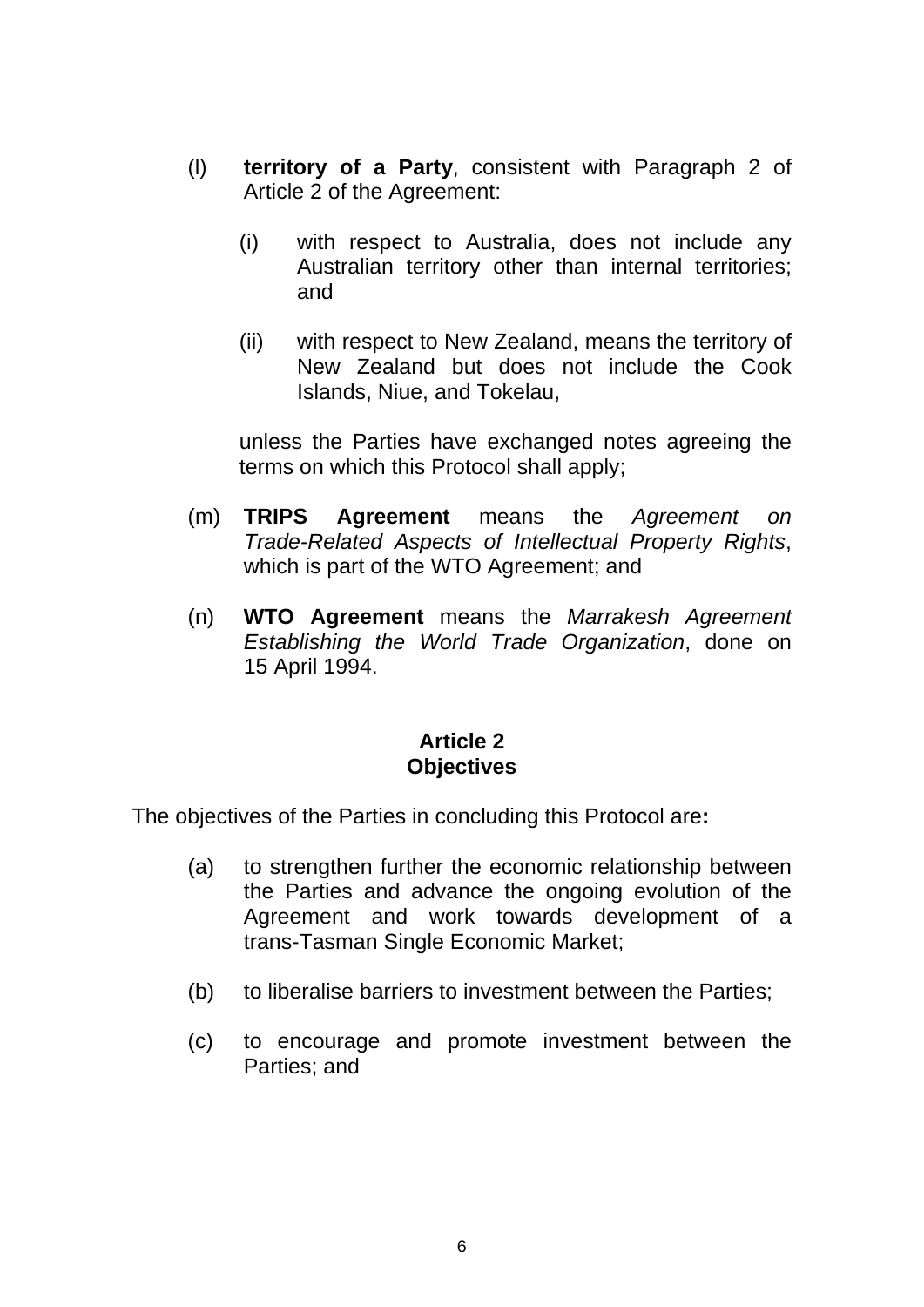(l) **territory of a Party**, consistent with Paragraph 2 of Article 2 of the Agreement:

   (i) with respect to Australia, does not include any Australian territory other than internal territories; and

   (ii) with respect to New Zealand, means the territory of New Zealand but does not include the Cook Islands, Niue, and Tokelau,

   unless the Parties have exchanged notes agreeing the terms on which this Protocol shall apply;

(m) **TRIPS Agreement** means the *Agreement on Trade-Related Aspects of Intellectual Property Rights*, which is part of the WTO Agreement; and

(n) **WTO Agreement** means the *Marrakesh Agreement Establishing the World Trade Organization*, done on 15 April 1994.

## Article 2
## Objectives

The objectives of the Parties in concluding this Protocol are**:**

(a) to strengthen further the economic relationship between the Parties and advance the ongoing evolution of the Agreement and work towards development of a trans-Tasman Single Economic Market;

(b) to liberalise barriers to investment between the Parties;

(c) to encourage and promote investment between the Parties; and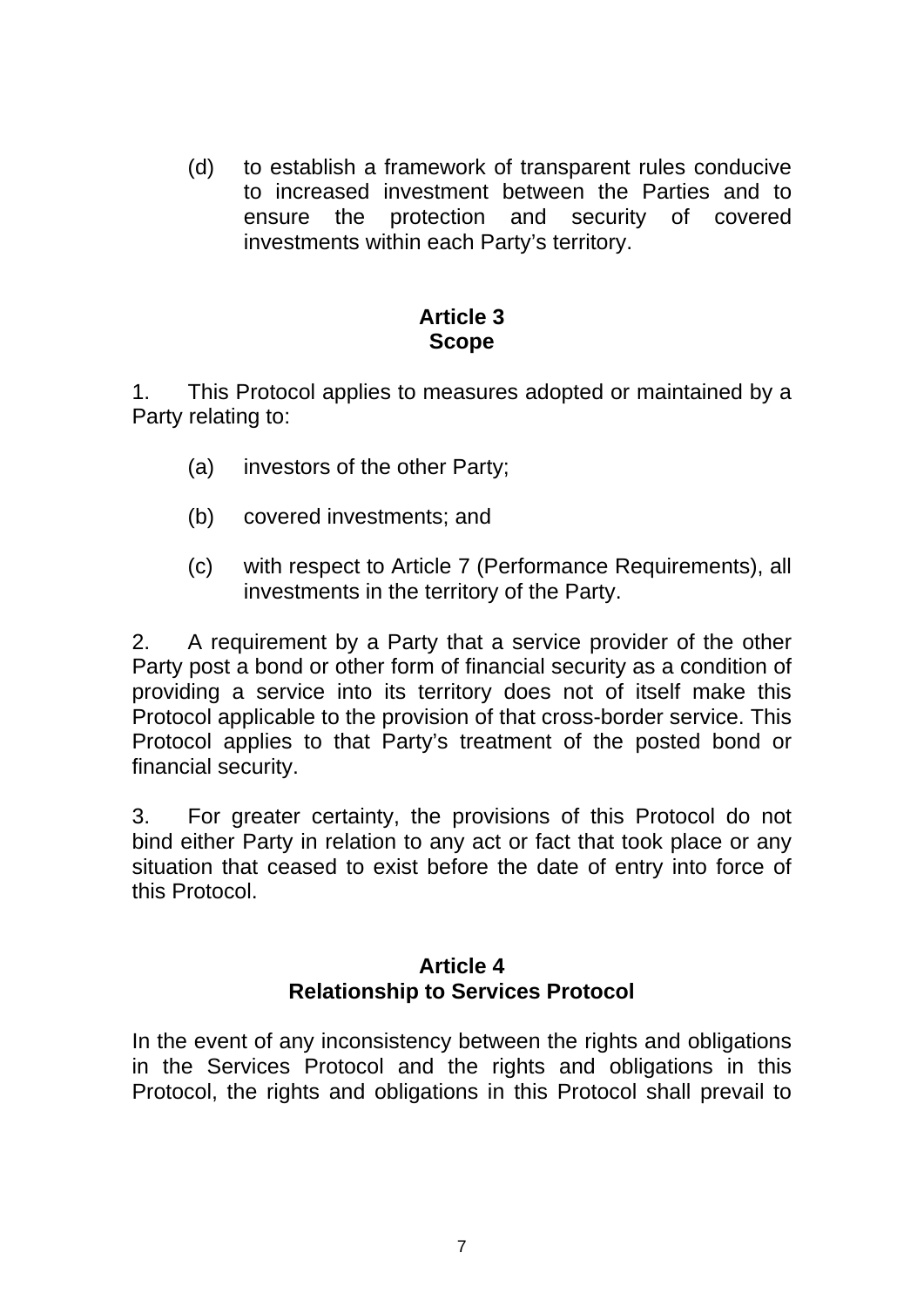(d) to establish a framework of transparent rules conducive to increased investment between the Parties and to ensure the protection and security of covered investments within each Party's territory.

## Article 3
## Scope

1. This Protocol applies to measures adopted or maintained by a Party relating to:

   (a) investors of the other Party;

   (b) covered investments; and

   (c) with respect to Article 7 (Performance Requirements), all investments in the territory of the Party.

2. A requirement by a Party that a service provider of the other Party post a bond or other form of financial security as a condition of providing a service into its territory does not of itself make this Protocol applicable to the provision of that cross-border service. This Protocol applies to that Party's treatment of the posted bond or financial security.

3. For greater certainty, the provisions of this Protocol do not bind either Party in relation to any act or fact that took place or any situation that ceased to exist before the date of entry into force of this Protocol.

## Article 4
## Relationship to Services Protocol

In the event of any inconsistency between the rights and obligations in the Services Protocol and the rights and obligations in this Protocol, the rights and obligations in this Protocol shall prevail to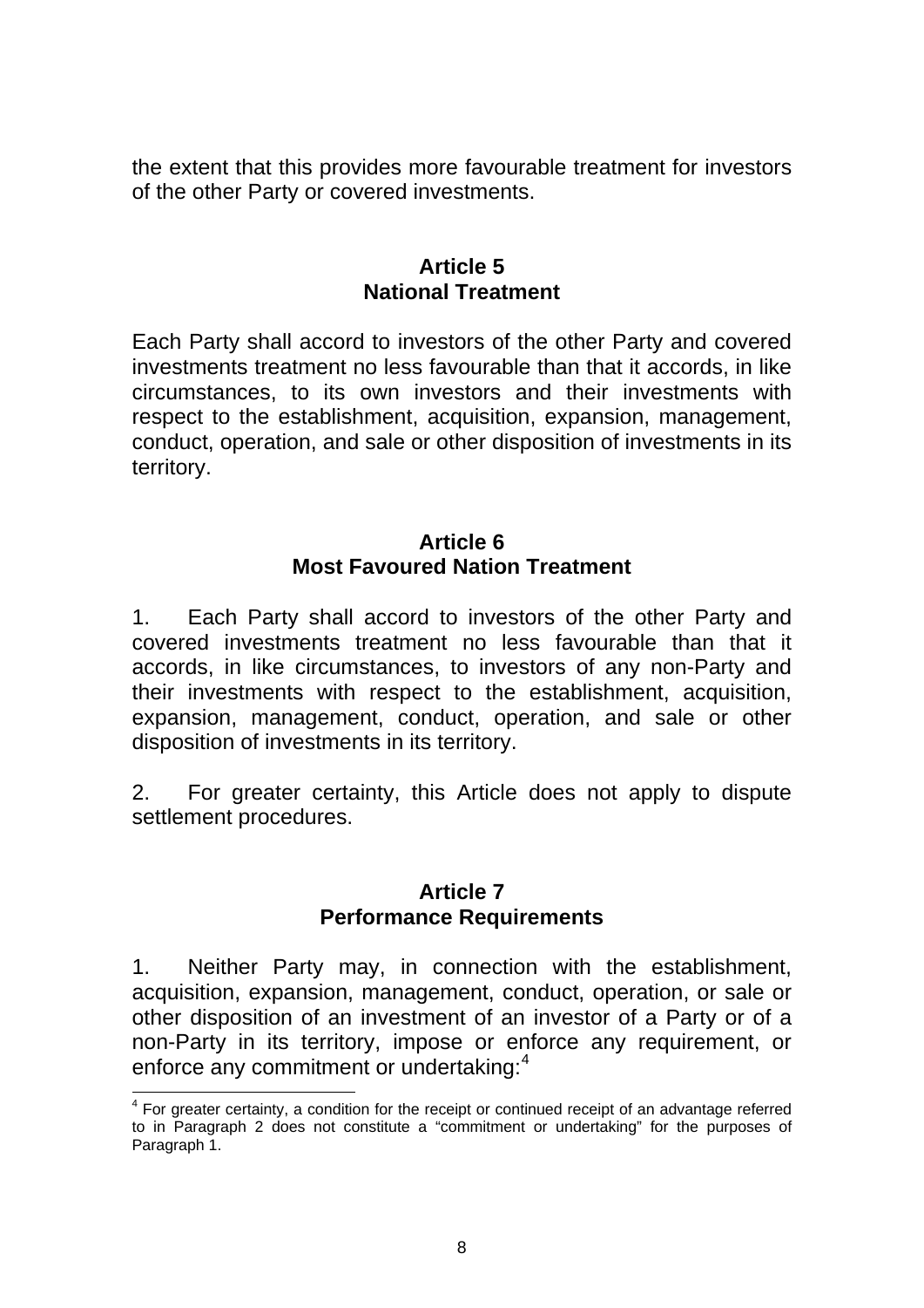the extent that this provides more favourable treatment for investors of the other Party or covered investments.

## Article 5
## National Treatment

Each Party shall accord to investors of the other Party and covered investments treatment no less favourable than that it accords, in like circumstances, to its own investors and their investments with respect to the establishment, acquisition, expansion, management, conduct, operation, and sale or other disposition of investments in its territory.

## Article 6
## Most Favoured Nation Treatment

1. Each Party shall accord to investors of the other Party and covered investments treatment no less favourable than that it accords, in like circumstances, to investors of any non-Party and their investments with respect to the establishment, acquisition, expansion, management, conduct, operation, and sale or other disposition of investments in its territory.

2. For greater certainty, this Article does not apply to dispute settlement procedures.

## Article 7
## Performance Requirements

1. Neither Party may, in connection with the establishment, acquisition, expansion, management, conduct, operation, or sale or other disposition of an investment of an investor of a Party or of a non-Party in its territory, impose or enforce any requirement, or enforce any commitment or undertaking:[4]

[4] For greater certainty, a condition for the receipt or continued receipt of an advantage referred to in Paragraph 2 does not constitute a "commitment or undertaking" for the purposes of Paragraph 1.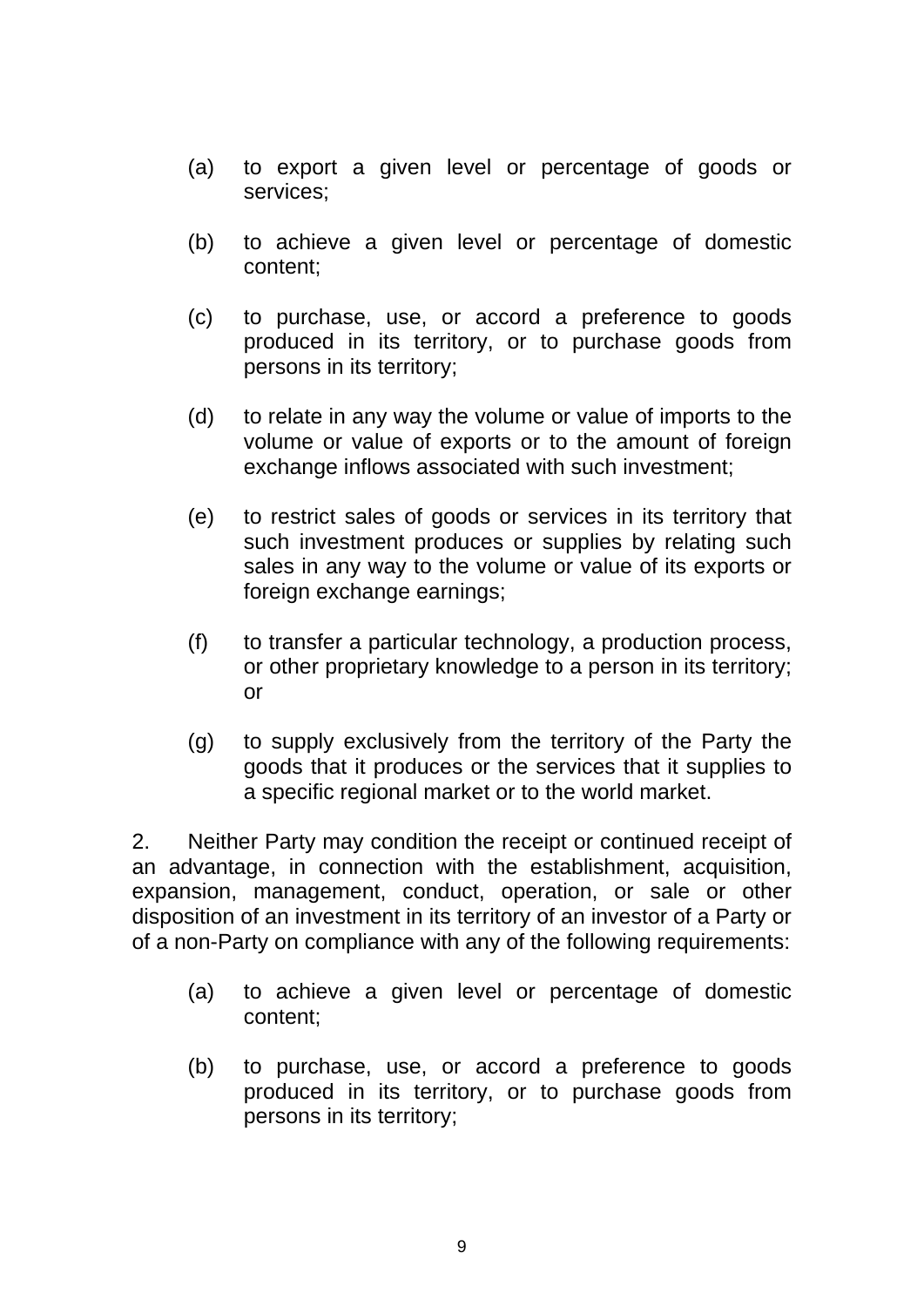(a) to export a given level or percentage of goods or services;

(b) to achieve a given level or percentage of domestic content;

(c) to purchase, use, or accord a preference to goods produced in its territory, or to purchase goods from persons in its territory;

(d) to relate in any way the volume or value of imports to the volume or value of exports or to the amount of foreign exchange inflows associated with such investment;

(e) to restrict sales of goods or services in its territory that such investment produces or supplies by relating such sales in any way to the volume or value of its exports or foreign exchange earnings;

(f) to transfer a particular technology, a production process, or other proprietary knowledge to a person in its territory; or

(g) to supply exclusively from the territory of the Party the goods that it produces or the services that it supplies to a specific regional market or to the world market.

2. Neither Party may condition the receipt or continued receipt of an advantage, in connection with the establishment, acquisition, expansion, management, conduct, operation, or sale or other disposition of an investment in its territory of an investor of a Party or of a non-Party on compliance with any of the following requirements:

(a) to achieve a given level or percentage of domestic content;

(b) to purchase, use, or accord a preference to goods produced in its territory, or to purchase goods from persons in its territory;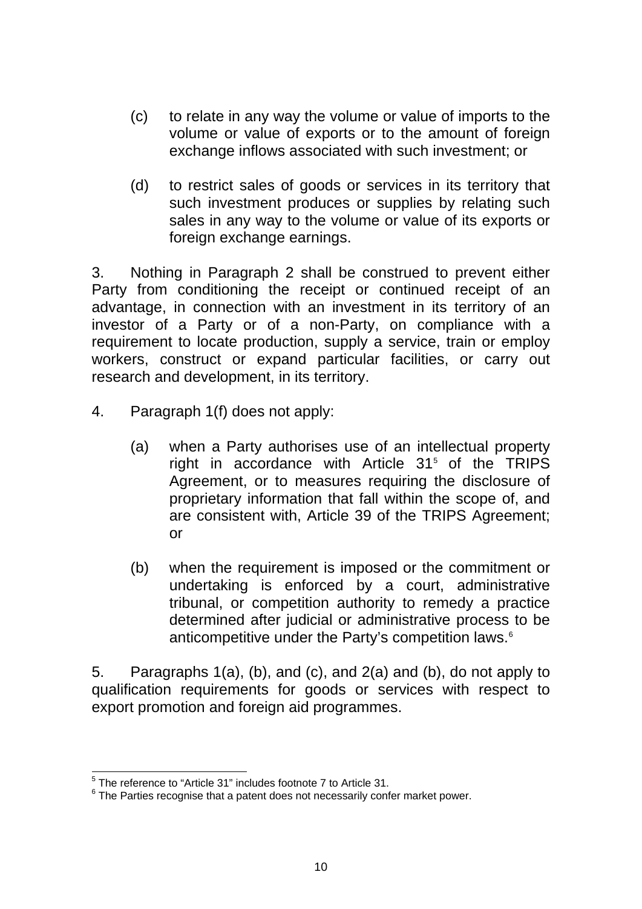(c) to relate in any way the volume or value of imports to the volume or value of exports or to the amount of foreign exchange inflows associated with such investment; or

(d) to restrict sales of goods or services in its territory that such investment produces or supplies by relating such sales in any way to the volume or value of its exports or foreign exchange earnings.

3. Nothing in Paragraph 2 shall be construed to prevent either Party from conditioning the receipt or continued receipt of an advantage, in connection with an investment in its territory of an investor of a Party or of a non-Party, on compliance with a requirement to locate production, supply a service, train or employ workers, construct or expand particular facilities, or carry out research and development, in its territory.

4. Paragraph 1(f) does not apply:

(a) when a Party authorises use of an intellectual property right in accordance with Article 31[5] of the TRIPS Agreement, or to measures requiring the disclosure of proprietary information that fall within the scope of, and are consistent with, Article 39 of the TRIPS Agreement; or

(b) when the requirement is imposed or the commitment or undertaking is enforced by a court, administrative tribunal, or competition authority to remedy a practice determined after judicial or administrative process to be anticompetitive under the Party's competition laws.[6]

5. Paragraphs 1(a), (b), and (c), and 2(a) and (b), do not apply to qualification requirements for goods or services with respect to export promotion and foreign aid programmes.

---

[5] The reference to "Article 31" includes footnote 7 to Article 31.

[6] The Parties recognise that a patent does not necessarily confer market power.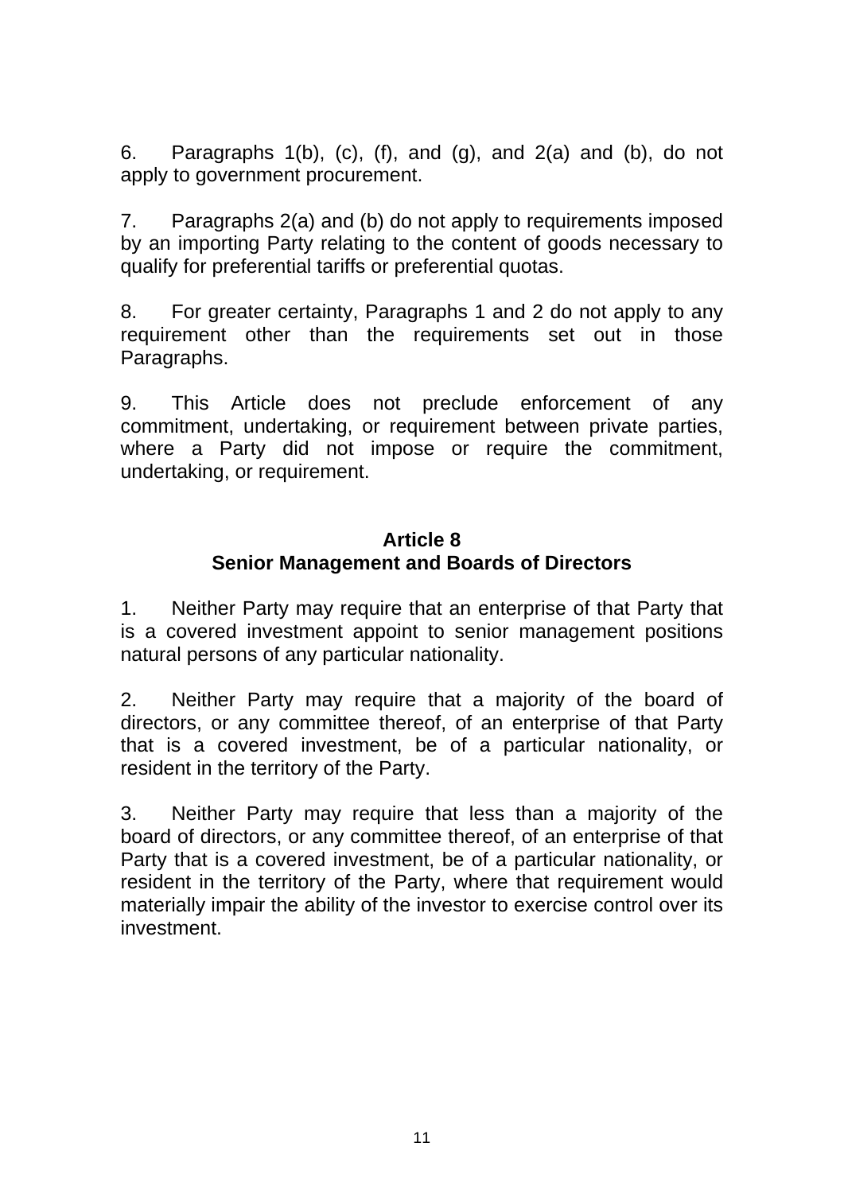6. Paragraphs 1(b), (c), (f), and (g), and 2(a) and (b), do not apply to government procurement.

7. Paragraphs 2(a) and (b) do not apply to requirements imposed by an importing Party relating to the content of goods necessary to qualify for preferential tariffs or preferential quotas.

8. For greater certainty, Paragraphs 1 and 2 do not apply to any requirement other than the requirements set out in those Paragraphs.

9. This Article does not preclude enforcement of any commitment, undertaking, or requirement between private parties, where a Party did not impose or require the commitment, undertaking, or requirement.

## Article 8
## Senior Management and Boards of Directors

1. Neither Party may require that an enterprise of that Party that is a covered investment appoint to senior management positions natural persons of any particular nationality.

2. Neither Party may require that a majority of the board of directors, or any committee thereof, of an enterprise of that Party that is a covered investment, be of a particular nationality, or resident in the territory of the Party.

3. Neither Party may require that less than a majority of the board of directors, or any committee thereof, of an enterprise of that Party that is a covered investment, be of a particular nationality, or resident in the territory of the Party, where that requirement would materially impair the ability of the investor to exercise control over its investment.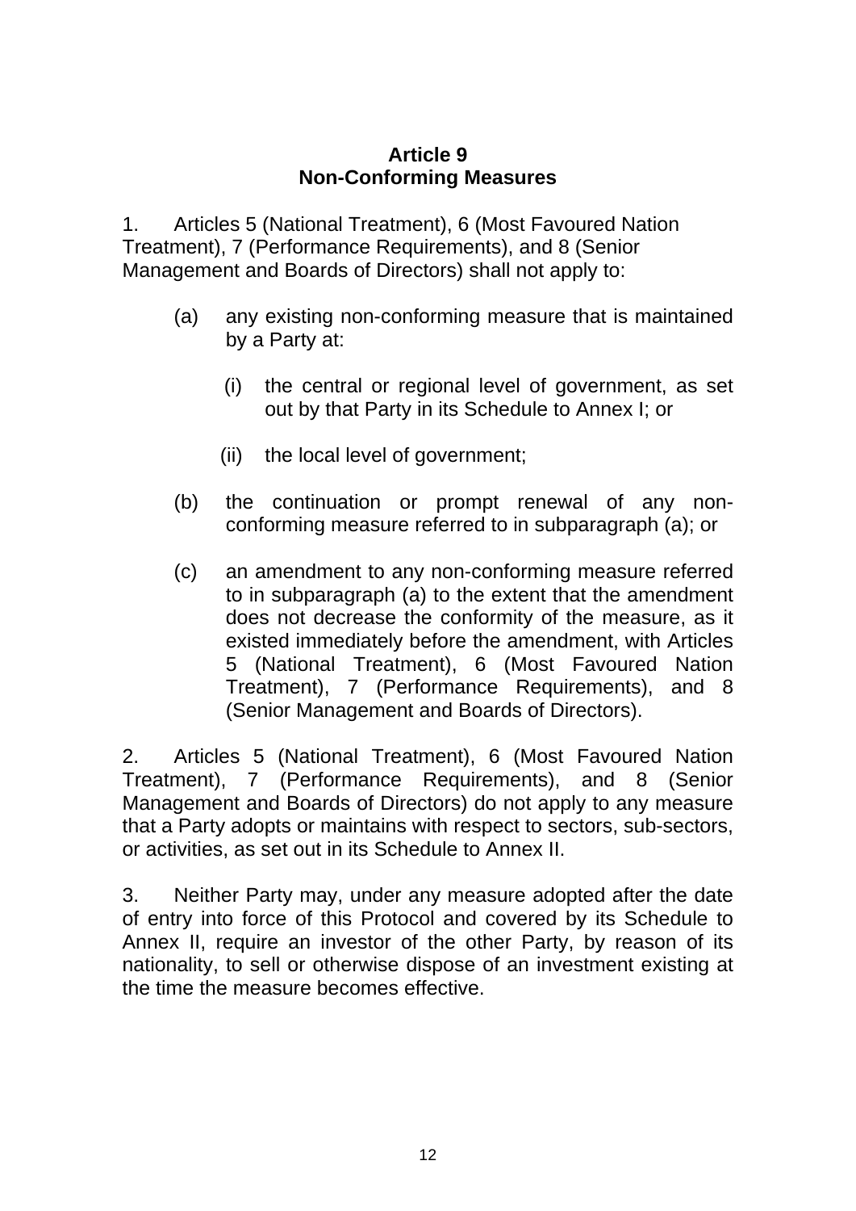## Article 9
## Non-Conforming Measures

1. Articles 5 (National Treatment), 6 (Most Favoured Nation Treatment), 7 (Performance Requirements), and 8 (Senior Management and Boards of Directors) shall not apply to:

   (a) any existing non-conforming measure that is maintained by a Party at:

      (i) the central or regional level of government, as set out by that Party in its Schedule to Annex I; or

      (ii) the local level of government;

   (b) the continuation or prompt renewal of any non-conforming measure referred to in subparagraph (a); or

   (c) an amendment to any non-conforming measure referred to in subparagraph (a) to the extent that the amendment does not decrease the conformity of the measure, as it existed immediately before the amendment, with Articles 5 (National Treatment), 6 (Most Favoured Nation Treatment), 7 (Performance Requirements), and 8 (Senior Management and Boards of Directors).

2. Articles 5 (National Treatment), 6 (Most Favoured Nation Treatment), 7 (Performance Requirements), and 8 (Senior Management and Boards of Directors) do not apply to any measure that a Party adopts or maintains with respect to sectors, sub-sectors, or activities, as set out in its Schedule to Annex II.

3. Neither Party may, under any measure adopted after the date of entry into force of this Protocol and covered by its Schedule to Annex II, require an investor of the other Party, by reason of its nationality, to sell or otherwise dispose of an investment existing at the time the measure becomes effective.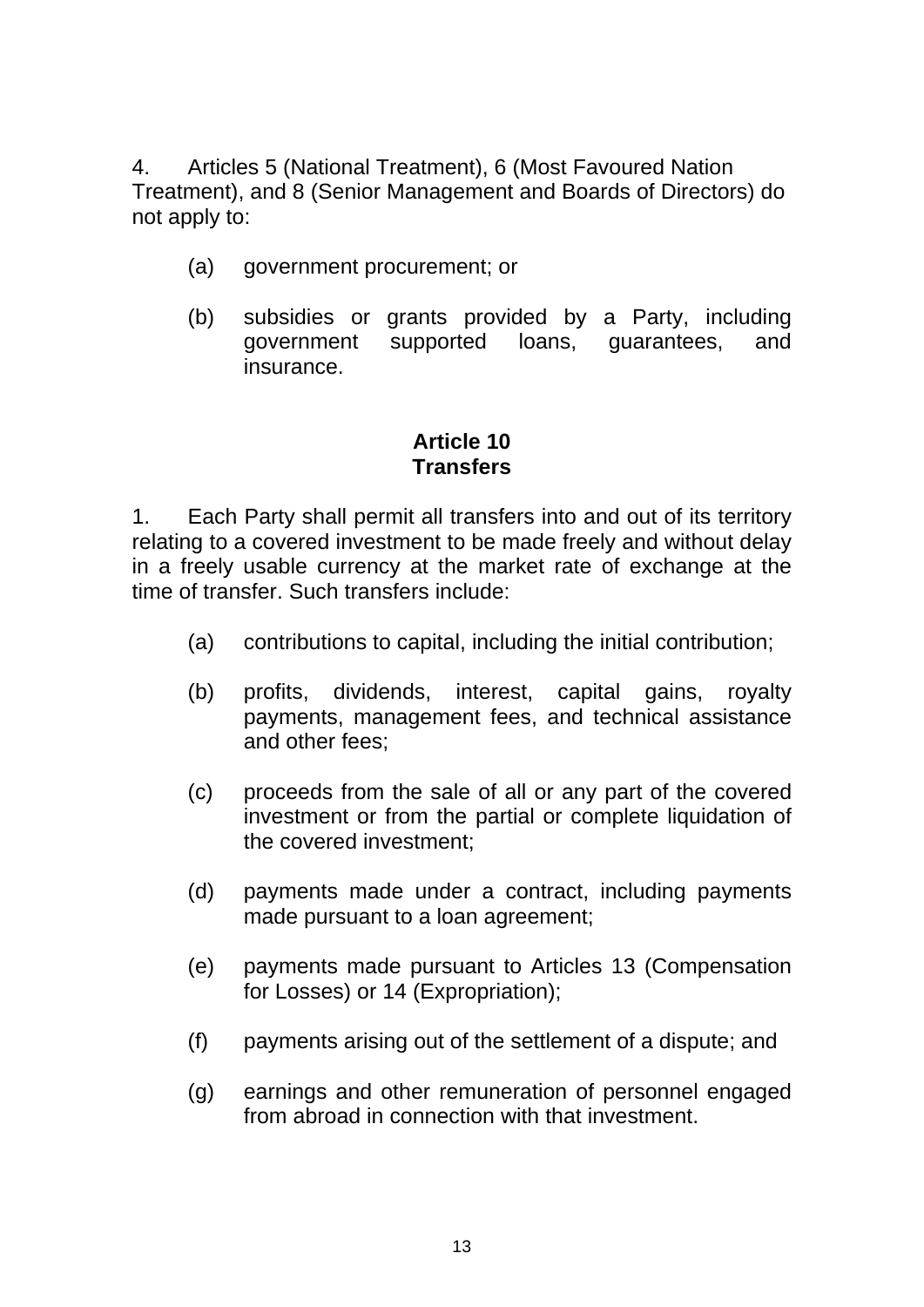4. Articles 5 (National Treatment), 6 (Most Favoured Nation Treatment), and 8 (Senior Management and Boards of Directors) do not apply to:

(a) government procurement; or

(b) subsidies or grants provided by a Party, including government supported loans, guarantees, and insurance.

**Article 10**
**Transfers**

1. Each Party shall permit all transfers into and out of its territory relating to a covered investment to be made freely and without delay in a freely usable currency at the market rate of exchange at the time of transfer. Such transfers include:

(a) contributions to capital, including the initial contribution;

(b) profits, dividends, interest, capital gains, royalty payments, management fees, and technical assistance and other fees;

(c) proceeds from the sale of all or any part of the covered investment or from the partial or complete liquidation of the covered investment;

(d) payments made under a contract, including payments made pursuant to a loan agreement;

(e) payments made pursuant to Articles 13 (Compensation for Losses) or 14 (Expropriation);

(f) payments arising out of the settlement of a dispute; and

(g) earnings and other remuneration of personnel engaged from abroad in connection with that investment.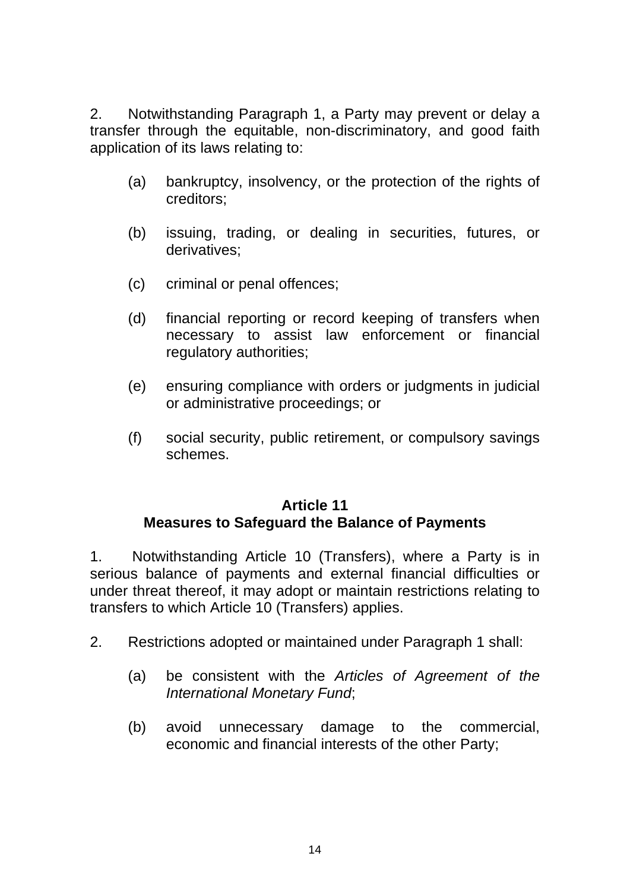2. Notwithstanding Paragraph 1, a Party may prevent or delay a transfer through the equitable, non-discriminatory, and good faith application of its laws relating to:

(a) bankruptcy, insolvency, or the protection of the rights of creditors;

(b) issuing, trading, or dealing in securities, futures, or derivatives;

(c) criminal or penal offences;

(d) financial reporting or record keeping of transfers when necessary to assist law enforcement or financial regulatory authorities;

(e) ensuring compliance with orders or judgments in judicial or administrative proceedings; or

(f) social security, public retirement, or compulsory savings schemes.

## Article 11
## Measures to Safeguard the Balance of Payments

1. Notwithstanding Article 10 (Transfers), where a Party is in serious balance of payments and external financial difficulties or under threat thereof, it may adopt or maintain restrictions relating to transfers to which Article 10 (Transfers) applies.

2. Restrictions adopted or maintained under Paragraph 1 shall:

(a) be consistent with the *Articles of Agreement of the International Monetary Fund*;

(b) avoid unnecessary damage to the commercial, economic and financial interests of the other Party;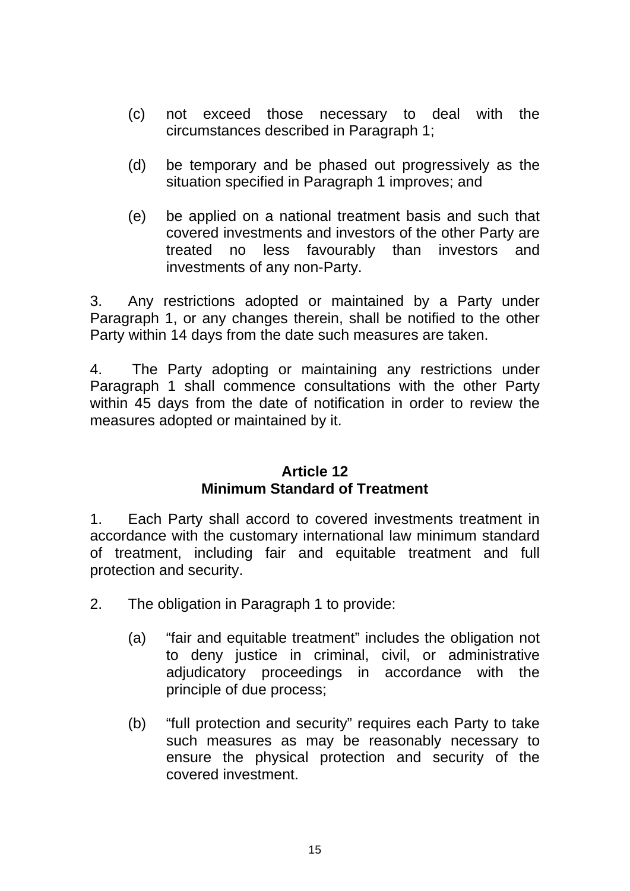(c) not exceed those necessary to deal with the circumstances described in Paragraph 1;

(d) be temporary and be phased out progressively as the situation specified in Paragraph 1 improves; and

(e) be applied on a national treatment basis and such that covered investments and investors of the other Party are treated no less favourably than investors and investments of any non-Party.

3. Any restrictions adopted or maintained by a Party under Paragraph 1, or any changes therein, shall be notified to the other Party within 14 days from the date such measures are taken.

4. The Party adopting or maintaining any restrictions under Paragraph 1 shall commence consultations with the other Party within 45 days from the date of notification in order to review the measures adopted or maintained by it.

## Article 12
## Minimum Standard of Treatment

1. Each Party shall accord to covered investments treatment in accordance with the customary international law minimum standard of treatment, including fair and equitable treatment and full protection and security.

2. The obligation in Paragraph 1 to provide:

(a) "fair and equitable treatment" includes the obligation not to deny justice in criminal, civil, or administrative adjudicatory proceedings in accordance with the principle of due process;

(b) "full protection and security" requires each Party to take such measures as may be reasonably necessary to ensure the physical protection and security of the covered investment.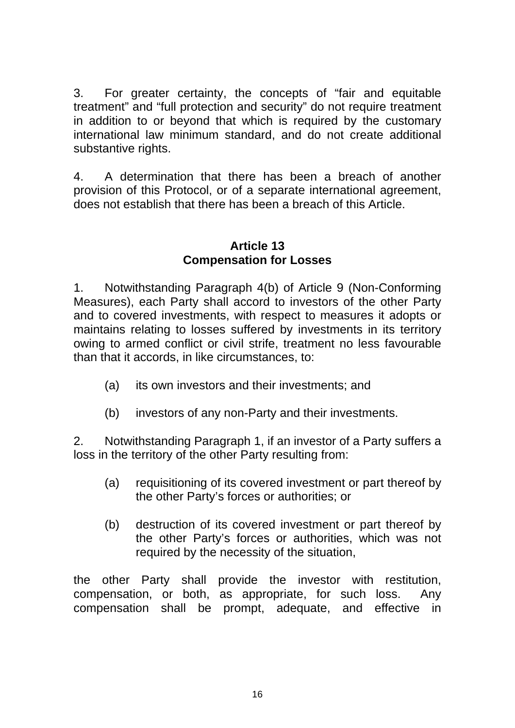3. For greater certainty, the concepts of "fair and equitable treatment" and "full protection and security" do not require treatment in addition to or beyond that which is required by the customary international law minimum standard, and do not create additional substantive rights.

4. A determination that there has been a breach of another provision of this Protocol, or of a separate international agreement, does not establish that there has been a breach of this Article.

### Article 13
### Compensation for Losses

1. Notwithstanding Paragraph 4(b) of Article 9 (Non-Conforming Measures), each Party shall accord to investors of the other Party and to covered investments, with respect to measures it adopts or maintains relating to losses suffered by investments in its territory owing to armed conflict or civil strife, treatment no less favourable than that it accords, in like circumstances, to:

(a) its own investors and their investments; and

(b) investors of any non-Party and their investments.

2. Notwithstanding Paragraph 1, if an investor of a Party suffers a loss in the territory of the other Party resulting from:

(a) requisitioning of its covered investment or part thereof by the other Party's forces or authorities; or

(b) destruction of its covered investment or part thereof by the other Party's forces or authorities, which was not required by the necessity of the situation,

the other Party shall provide the investor with restitution, compensation, or both, as appropriate, for such loss. Any compensation shall be prompt, adequate, and effective in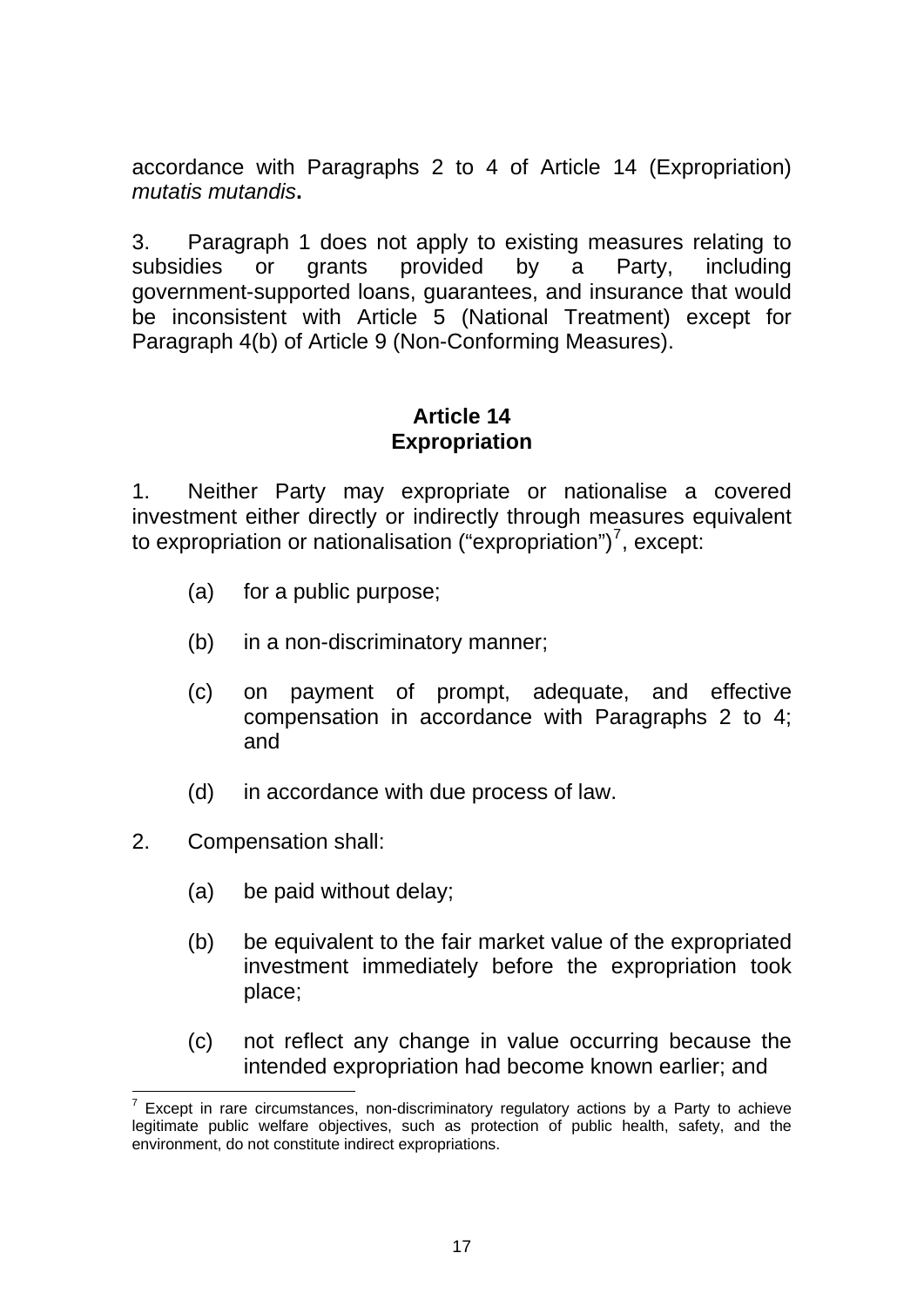accordance with Paragraphs 2 to 4 of Article 14 (Expropriation) *mutatis mutandis***.**

3. Paragraph 1 does not apply to existing measures relating to subsidies or grants provided by a Party, including government-supported loans, guarantees, and insurance that would be inconsistent with Article 5 (National Treatment) except for Paragraph 4(b) of Article 9 (Non-Conforming Measures).

## Article 14
## Expropriation

1. Neither Party may expropriate or nationalise a covered investment either directly or indirectly through measures equivalent to expropriation or nationalisation ("expropriation")[7], except:

(a) for a public purpose;

(b) in a non-discriminatory manner;

(c) on payment of prompt, adequate, and effective compensation in accordance with Paragraphs 2 to 4; and

(d) in accordance with due process of law.

2. Compensation shall:

(a) be paid without delay;

(b) be equivalent to the fair market value of the expropriated investment immediately before the expropriation took place;

(c) not reflect any change in value occurring because the intended expropriation had become known earlier; and

---

[7] Except in rare circumstances, non-discriminatory regulatory actions by a Party to achieve legitimate public welfare objectives, such as protection of public health, safety, and the environment, do not constitute indirect expropriations.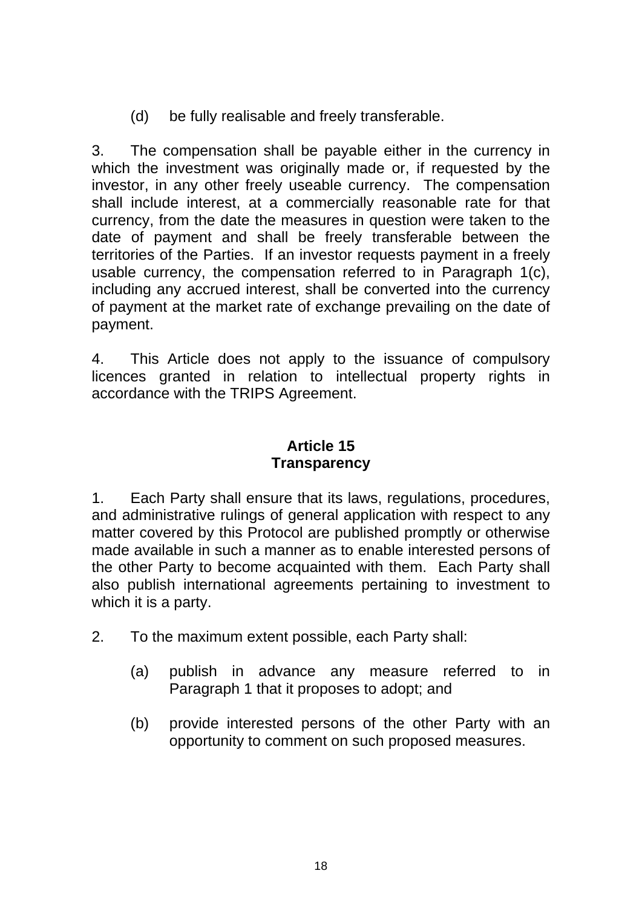(d) be fully realisable and freely transferable.

3. The compensation shall be payable either in the currency in which the investment was originally made or, if requested by the investor, in any other freely useable currency. The compensation shall include interest, at a commercially reasonable rate for that currency, from the date the measures in question were taken to the date of payment and shall be freely transferable between the territories of the Parties. If an investor requests payment in a freely usable currency, the compensation referred to in Paragraph 1(c), including any accrued interest, shall be converted into the currency of payment at the market rate of exchange prevailing on the date of payment.

4. This Article does not apply to the issuance of compulsory licences granted in relation to intellectual property rights in accordance with the TRIPS Agreement.

## Article 15
## Transparency

1. Each Party shall ensure that its laws, regulations, procedures, and administrative rulings of general application with respect to any matter covered by this Protocol are published promptly or otherwise made available in such a manner as to enable interested persons of the other Party to become acquainted with them. Each Party shall also publish international agreements pertaining to investment to which it is a party.

2. To the maximum extent possible, each Party shall:

(a) publish in advance any measure referred to in Paragraph 1 that it proposes to adopt; and

(b) provide interested persons of the other Party with an opportunity to comment on such proposed measures.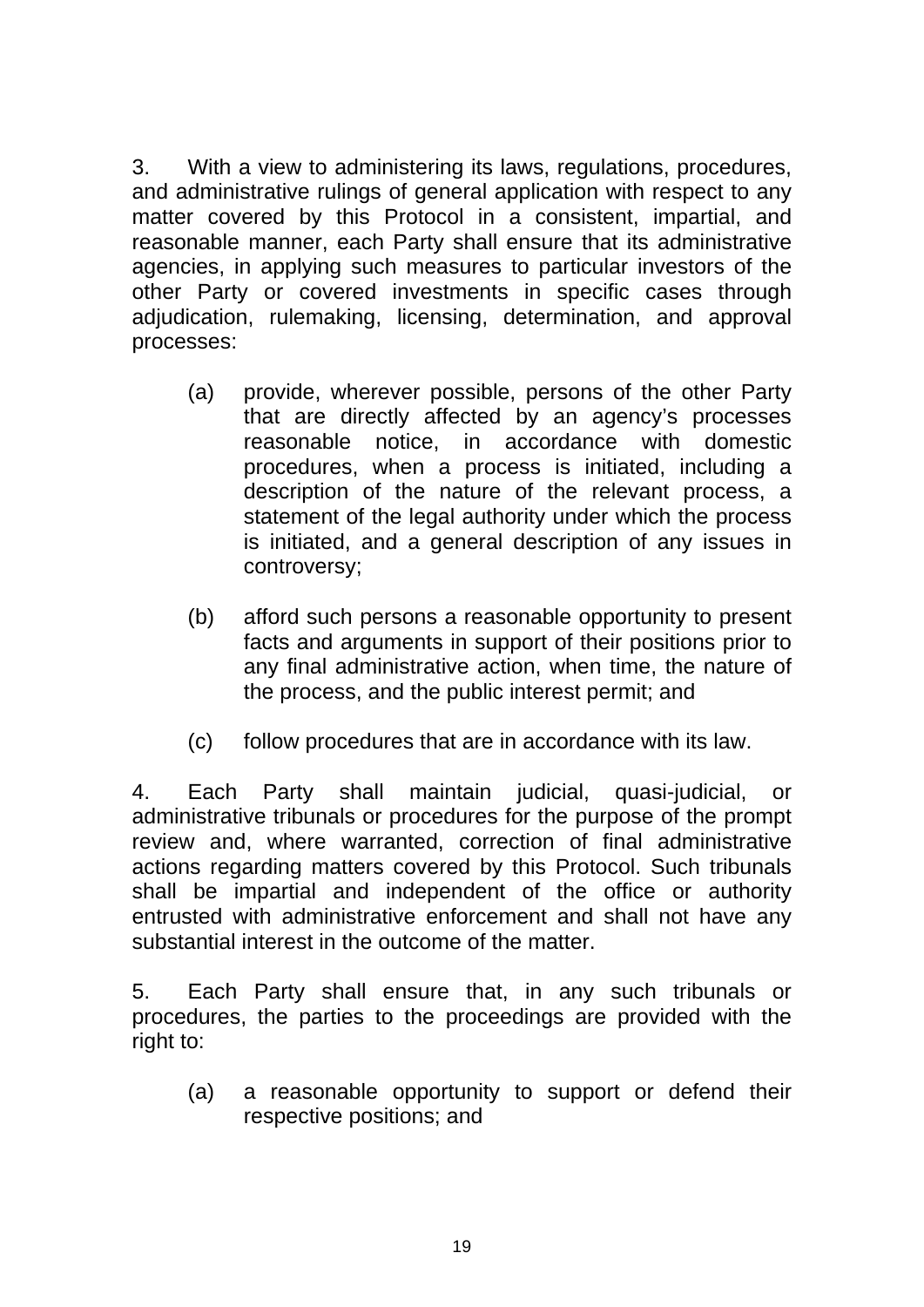3. With a view to administering its laws, regulations, procedures, and administrative rulings of general application with respect to any matter covered by this Protocol in a consistent, impartial, and reasonable manner, each Party shall ensure that its administrative agencies, in applying such measures to particular investors of the other Party or covered investments in specific cases through adjudication, rulemaking, licensing, determination, and approval processes:

(a) provide, wherever possible, persons of the other Party that are directly affected by an agency's processes reasonable notice, in accordance with domestic procedures, when a process is initiated, including a description of the nature of the relevant process, a statement of the legal authority under which the process is initiated, and a general description of any issues in controversy;

(b) afford such persons a reasonable opportunity to present facts and arguments in support of their positions prior to any final administrative action, when time, the nature of the process, and the public interest permit; and

(c) follow procedures that are in accordance with its law.

4. Each Party shall maintain judicial, quasi-judicial, or administrative tribunals or procedures for the purpose of the prompt review and, where warranted, correction of final administrative actions regarding matters covered by this Protocol. Such tribunals shall be impartial and independent of the office or authority entrusted with administrative enforcement and shall not have any substantial interest in the outcome of the matter.

5. Each Party shall ensure that, in any such tribunals or procedures, the parties to the proceedings are provided with the right to:

(a) a reasonable opportunity to support or defend their respective positions; and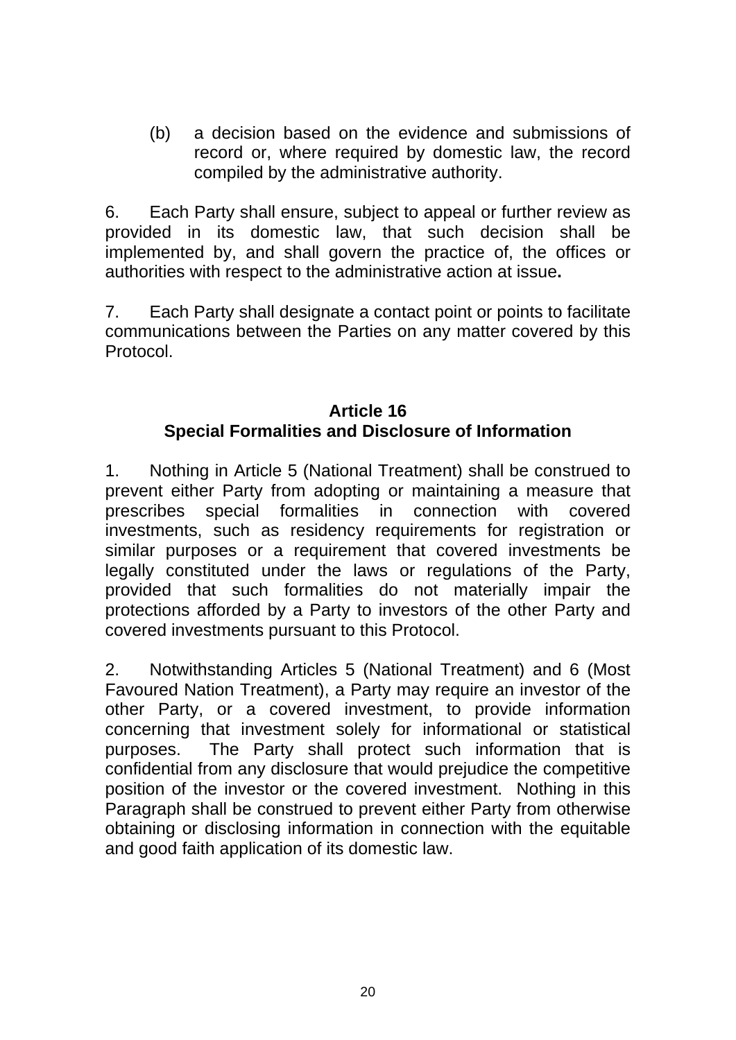(b) a decision based on the evidence and submissions of record or, where required by domestic law, the record compiled by the administrative authority.

6. Each Party shall ensure, subject to appeal or further review as provided in its domestic law, that such decision shall be implemented by, and shall govern the practice of, the offices or authorities with respect to the administrative action at issue**.**

7. Each Party shall designate a contact point or points to facilitate communications between the Parties on any matter covered by this Protocol.

## Article 16
## Special Formalities and Disclosure of Information

1. Nothing in Article 5 (National Treatment) shall be construed to prevent either Party from adopting or maintaining a measure that prescribes special formalities in connection with covered investments, such as residency requirements for registration or similar purposes or a requirement that covered investments be legally constituted under the laws or regulations of the Party, provided that such formalities do not materially impair the protections afforded by a Party to investors of the other Party and covered investments pursuant to this Protocol.

2. Notwithstanding Articles 5 (National Treatment) and 6 (Most Favoured Nation Treatment), a Party may require an investor of the other Party, or a covered investment, to provide information concerning that investment solely for informational or statistical purposes. The Party shall protect such information that is confidential from any disclosure that would prejudice the competitive position of the investor or the covered investment. Nothing in this Paragraph shall be construed to prevent either Party from otherwise obtaining or disclosing information in connection with the equitable and good faith application of its domestic law.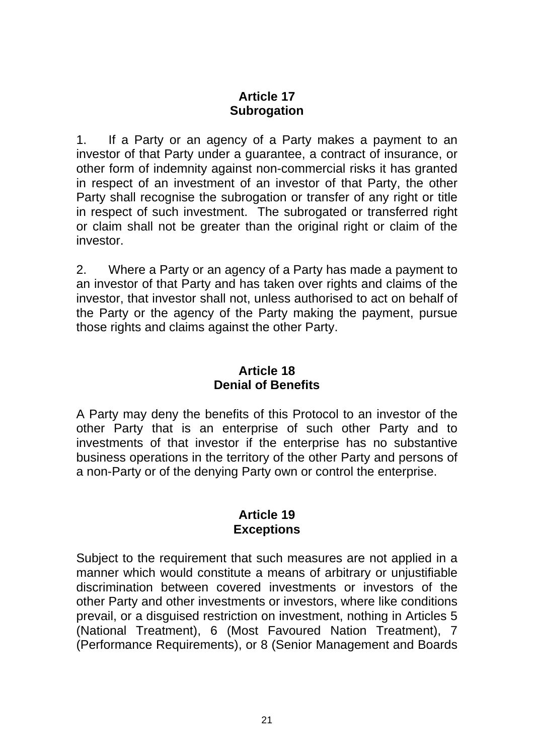### Article 17
### Subrogation

1. If a Party or an agency of a Party makes a payment to an investor of that Party under a guarantee, a contract of insurance, or other form of indemnity against non-commercial risks it has granted in respect of an investment of an investor of that Party, the other Party shall recognise the subrogation or transfer of any right or title in respect of such investment. The subrogated or transferred right or claim shall not be greater than the original right or claim of the investor.

2. Where a Party or an agency of a Party has made a payment to an investor of that Party and has taken over rights and claims of the investor, that investor shall not, unless authorised to act on behalf of the Party or the agency of the Party making the payment, pursue those rights and claims against the other Party.

### Article 18
### Denial of Benefits

A Party may deny the benefits of this Protocol to an investor of the other Party that is an enterprise of such other Party and to investments of that investor if the enterprise has no substantive business operations in the territory of the other Party and persons of a non-Party or of the denying Party own or control the enterprise.

### Article 19
### Exceptions

Subject to the requirement that such measures are not applied in a manner which would constitute a means of arbitrary or unjustifiable discrimination between covered investments or investors of the other Party and other investments or investors, where like conditions prevail, or a disguised restriction on investment, nothing in Articles 5 (National Treatment), 6 (Most Favoured Nation Treatment), 7 (Performance Requirements), or 8 (Senior Management and Boards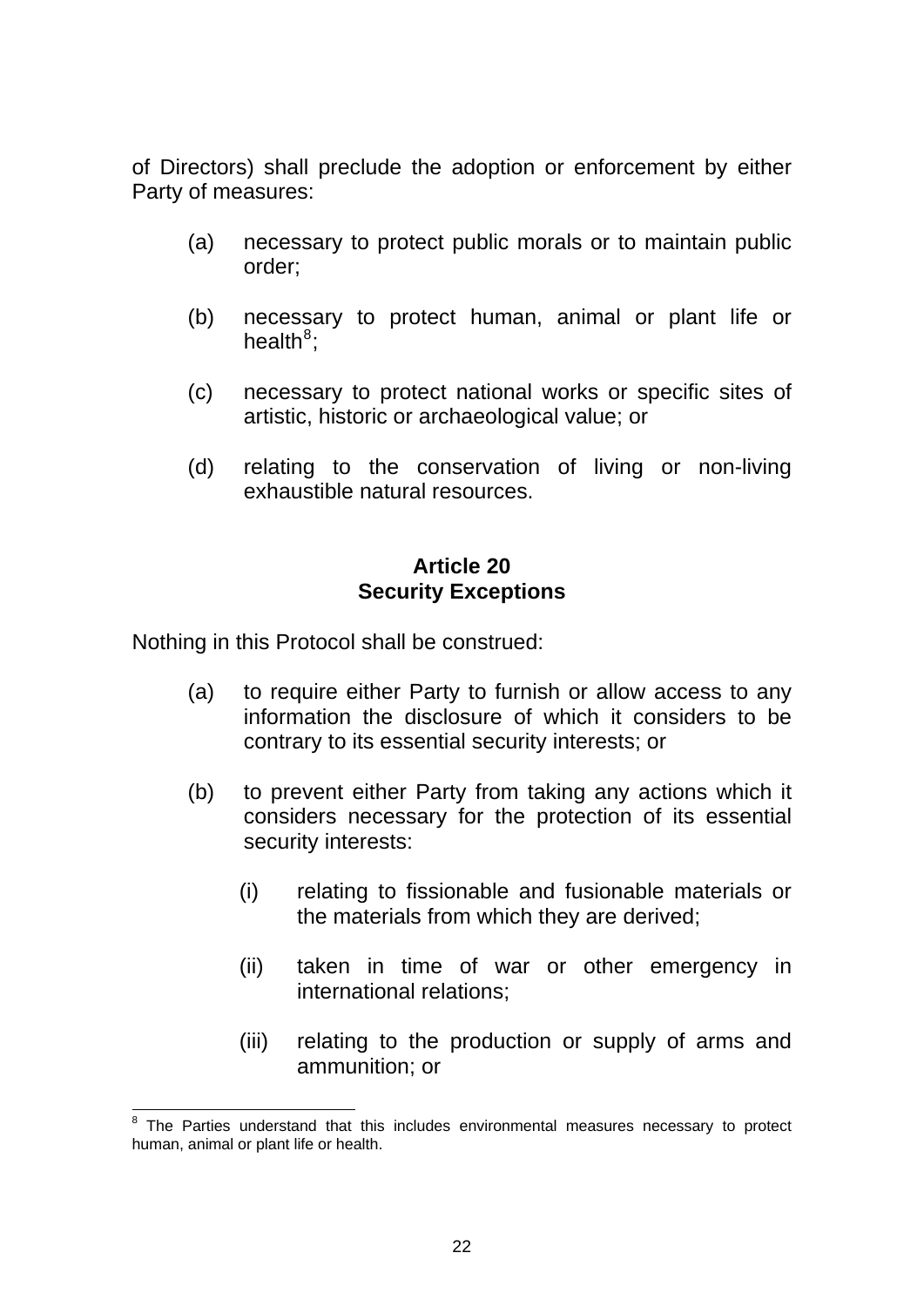of Directors) shall preclude the adoption or enforcement by either Party of measures:

(a) necessary to protect public morals or to maintain public order;

(b) necessary to protect human, animal or plant life or health[8];

(c) necessary to protect national works or specific sites of artistic, historic or archaeological value; or

(d) relating to the conservation of living or non-living exhaustible natural resources.

**Article 20**
**Security Exceptions**

Nothing in this Protocol shall be construed:

(a) to require either Party to furnish or allow access to any information the disclosure of which it considers to be contrary to its essential security interests; or

(b) to prevent either Party from taking any actions which it considers necessary for the protection of its essential security interests:

 (i) relating to fissionable and fusionable materials or the materials from which they are derived;

 (ii) taken in time of war or other emergency in international relations;

 (iii) relating to the production or supply of arms and ammunition; or

---

[8] The Parties understand that this includes environmental measures necessary to protect human, animal or plant life or health.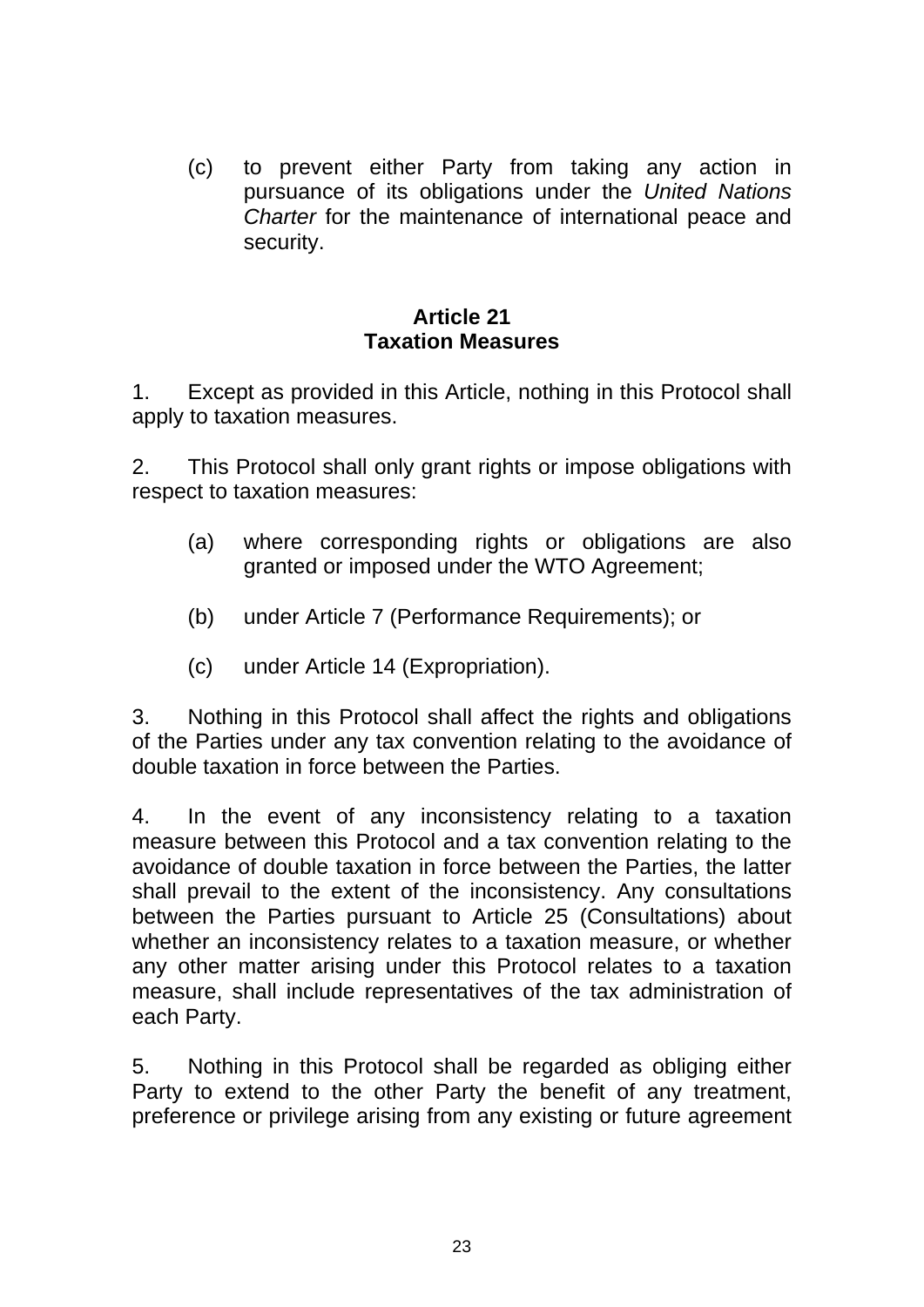(c) to prevent either Party from taking any action in pursuance of its obligations under the *United Nations Charter* for the maintenance of international peace and security.

**Article 21**
**Taxation Measures**

1. Except as provided in this Article, nothing in this Protocol shall apply to taxation measures.

2. This Protocol shall only grant rights or impose obligations with respect to taxation measures:

(a) where corresponding rights or obligations are also granted or imposed under the WTO Agreement;

(b) under Article 7 (Performance Requirements); or

(c) under Article 14 (Expropriation).

3. Nothing in this Protocol shall affect the rights and obligations of the Parties under any tax convention relating to the avoidance of double taxation in force between the Parties.

4. In the event of any inconsistency relating to a taxation measure between this Protocol and a tax convention relating to the avoidance of double taxation in force between the Parties, the latter shall prevail to the extent of the inconsistency. Any consultations between the Parties pursuant to Article 25 (Consultations) about whether an inconsistency relates to a taxation measure, or whether any other matter arising under this Protocol relates to a taxation measure, shall include representatives of the tax administration of each Party.

5. Nothing in this Protocol shall be regarded as obliging either Party to extend to the other Party the benefit of any treatment, preference or privilege arising from any existing or future agreement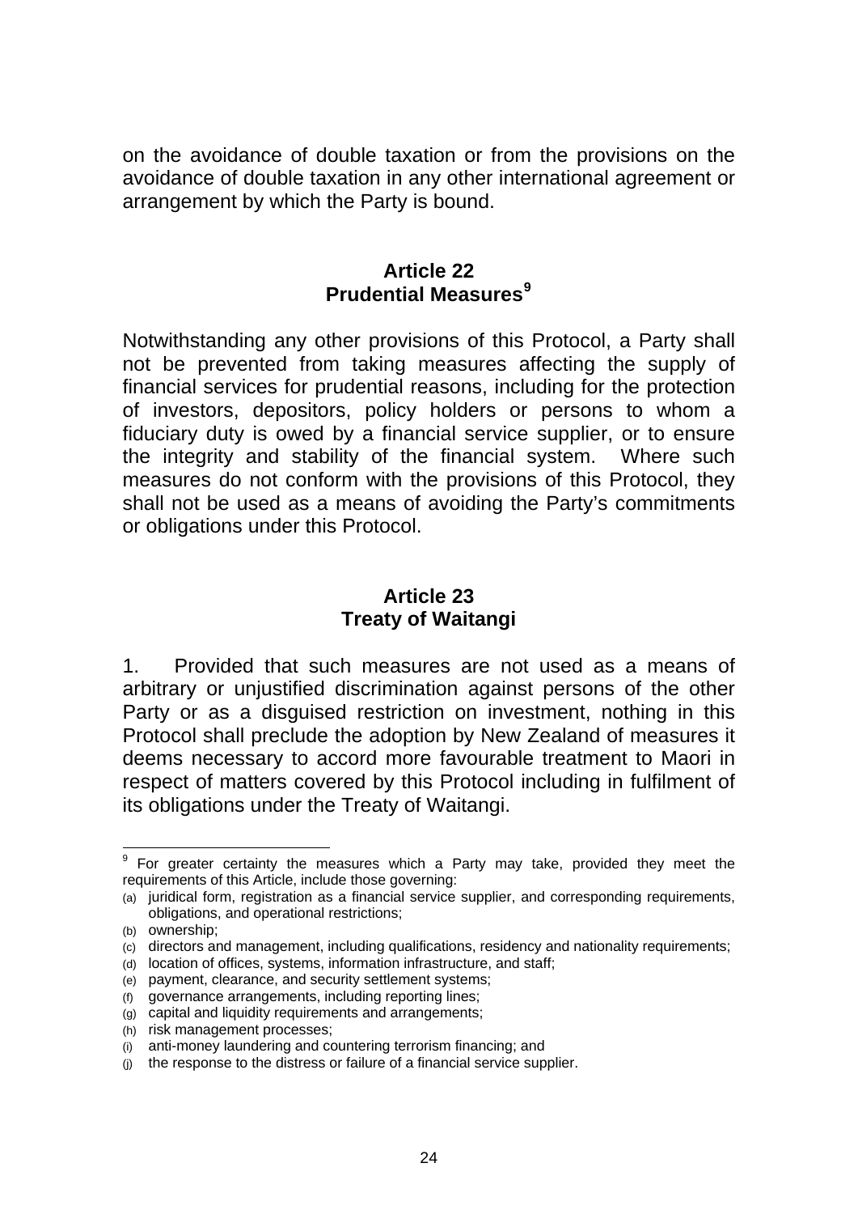on the avoidance of double taxation or from the provisions on the avoidance of double taxation in any other international agreement or arrangement by which the Party is bound.

## Article 22
## Prudential Measures[9]

Notwithstanding any other provisions of this Protocol, a Party shall not be prevented from taking measures affecting the supply of financial services for prudential reasons, including for the protection of investors, depositors, policy holders or persons to whom a fiduciary duty is owed by a financial service supplier, or to ensure the integrity and stability of the financial system. Where such measures do not conform with the provisions of this Protocol, they shall not be used as a means of avoiding the Party's commitments or obligations under this Protocol.

## Article 23
## Treaty of Waitangi

1. Provided that such measures are not used as a means of arbitrary or unjustified discrimination against persons of the other Party or as a disguised restriction on investment, nothing in this Protocol shall preclude the adoption by New Zealand of measures it deems necessary to accord more favourable treatment to Maori in respect of matters covered by this Protocol including in fulfilment of its obligations under the Treaty of Waitangi.

---

[9] For greater certainty the measures which a Party may take, provided they meet the requirements of this Article, include those governing:

(a) juridical form, registration as a financial service supplier, and corresponding requirements, obligations, and operational restrictions;
(b) ownership;
(c) directors and management, including qualifications, residency and nationality requirements;
(d) location of offices, systems, information infrastructure, and staff;
(e) payment, clearance, and security settlement systems;
(f) governance arrangements, including reporting lines;
(g) capital and liquidity requirements and arrangements;
(h) risk management processes;
(i) anti-money laundering and countering terrorism financing; and
(j) the response to the distress or failure of a financial service supplier.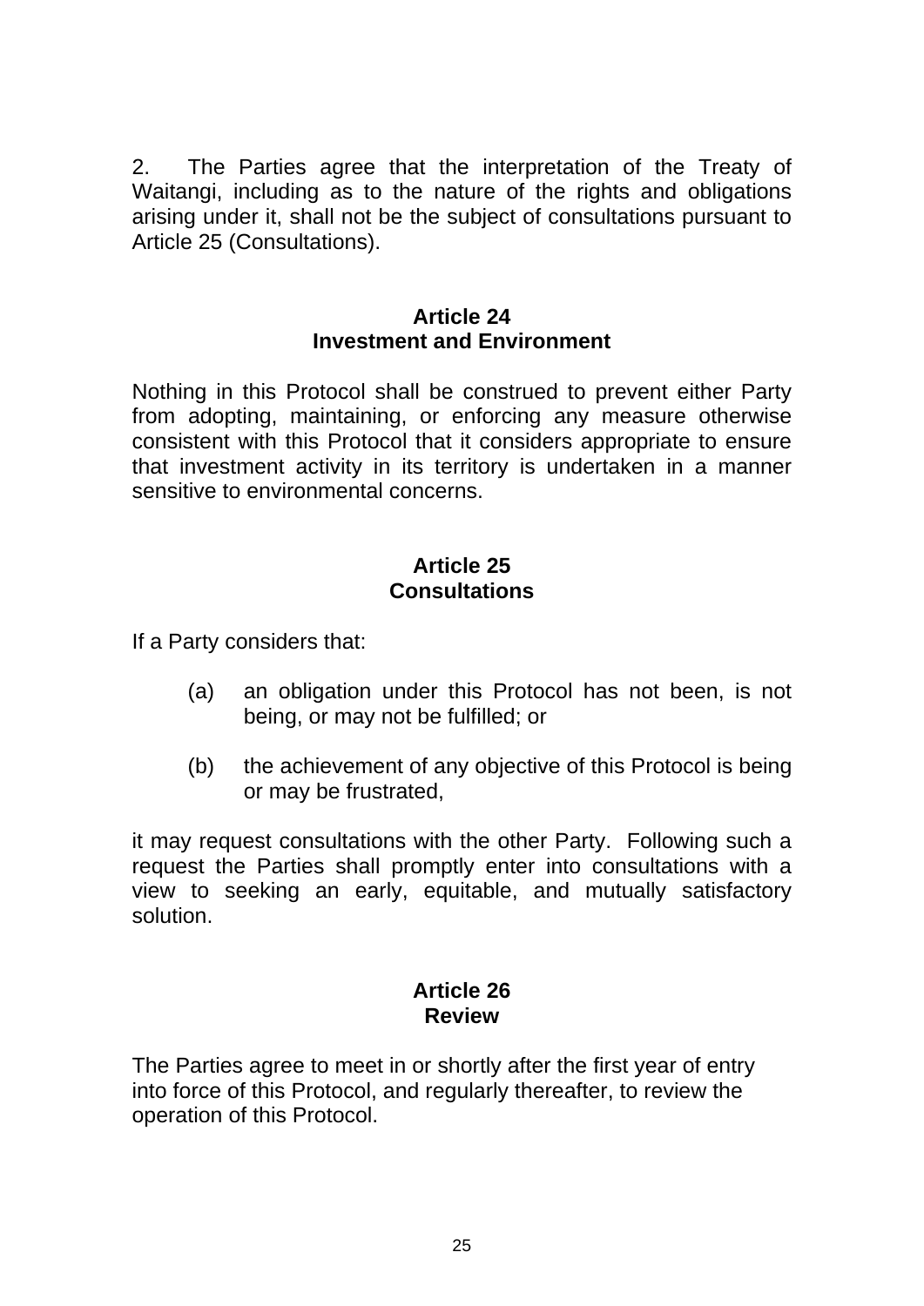2. The Parties agree that the interpretation of the Treaty of Waitangi, including as to the nature of the rights and obligations arising under it, shall not be the subject of consultations pursuant to Article 25 (Consultations).

## Article 24
## Investment and Environment

Nothing in this Protocol shall be construed to prevent either Party from adopting, maintaining, or enforcing any measure otherwise consistent with this Protocol that it considers appropriate to ensure that investment activity in its territory is undertaken in a manner sensitive to environmental concerns.

## Article 25
## Consultations

If a Party considers that:

(a) an obligation under this Protocol has not been, is not being, or may not be fulfilled; or

(b) the achievement of any objective of this Protocol is being or may be frustrated,

it may request consultations with the other Party. Following such a request the Parties shall promptly enter into consultations with a view to seeking an early, equitable, and mutually satisfactory solution.

## Article 26
## Review

The Parties agree to meet in or shortly after the first year of entry into force of this Protocol, and regularly thereafter, to review the operation of this Protocol.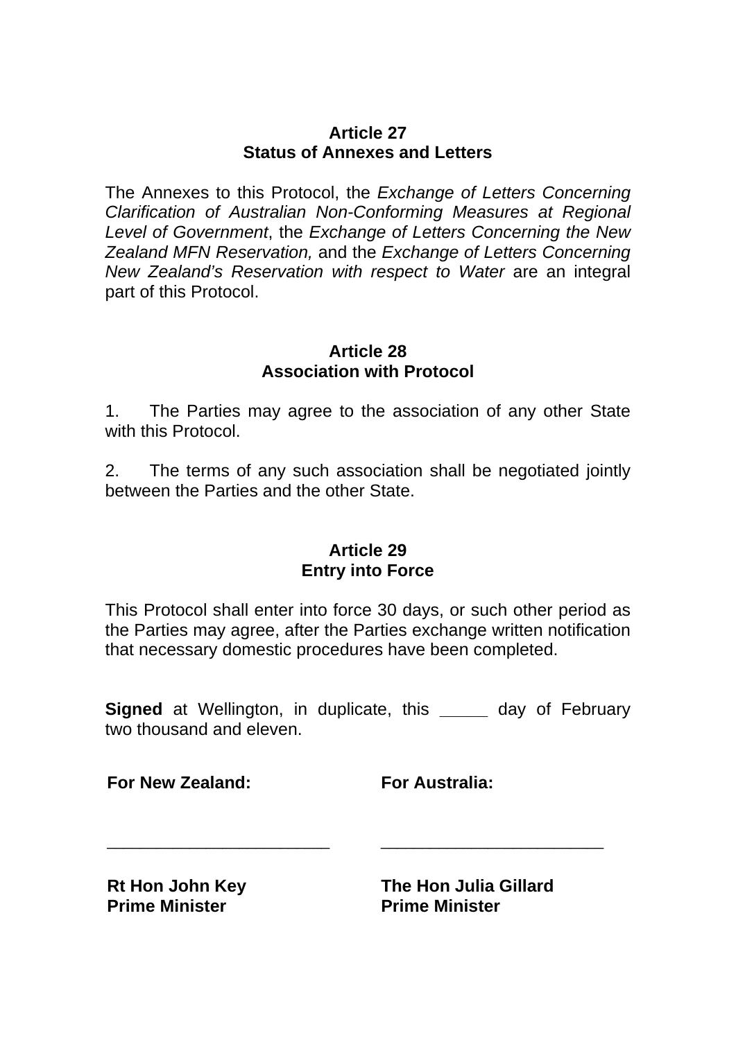### Article 27
### Status of Annexes and Letters

The Annexes to this Protocol, the *Exchange of Letters Concerning Clarification of Australian Non-Conforming Measures at Regional Level of Government*, the *Exchange of Letters Concerning the New Zealand MFN Reservation,* and the *Exchange of Letters Concerning New Zealand's Reservation with respect to Water* are an integral part of this Protocol.

### Article 28
### Association with Protocol

1. The Parties may agree to the association of any other State with this Protocol.

2. The terms of any such association shall be negotiated jointly between the Parties and the other State.

### Article 29
### Entry into Force

This Protocol shall enter into force 30 days, or such other period as the Parties may agree, after the Parties exchange written notification that necessary domestic procedures have been completed.

**Signed** at Wellington, in duplicate, this _____ day of February two thousand and eleven.

| **For New Zealand:** | **For Australia:** |
|---|---|
| ________________________ | ________________________ |
| **Rt Hon John Key** | **The Hon Julia Gillard** |
| **Prime Minister** | **Prime Minister** |